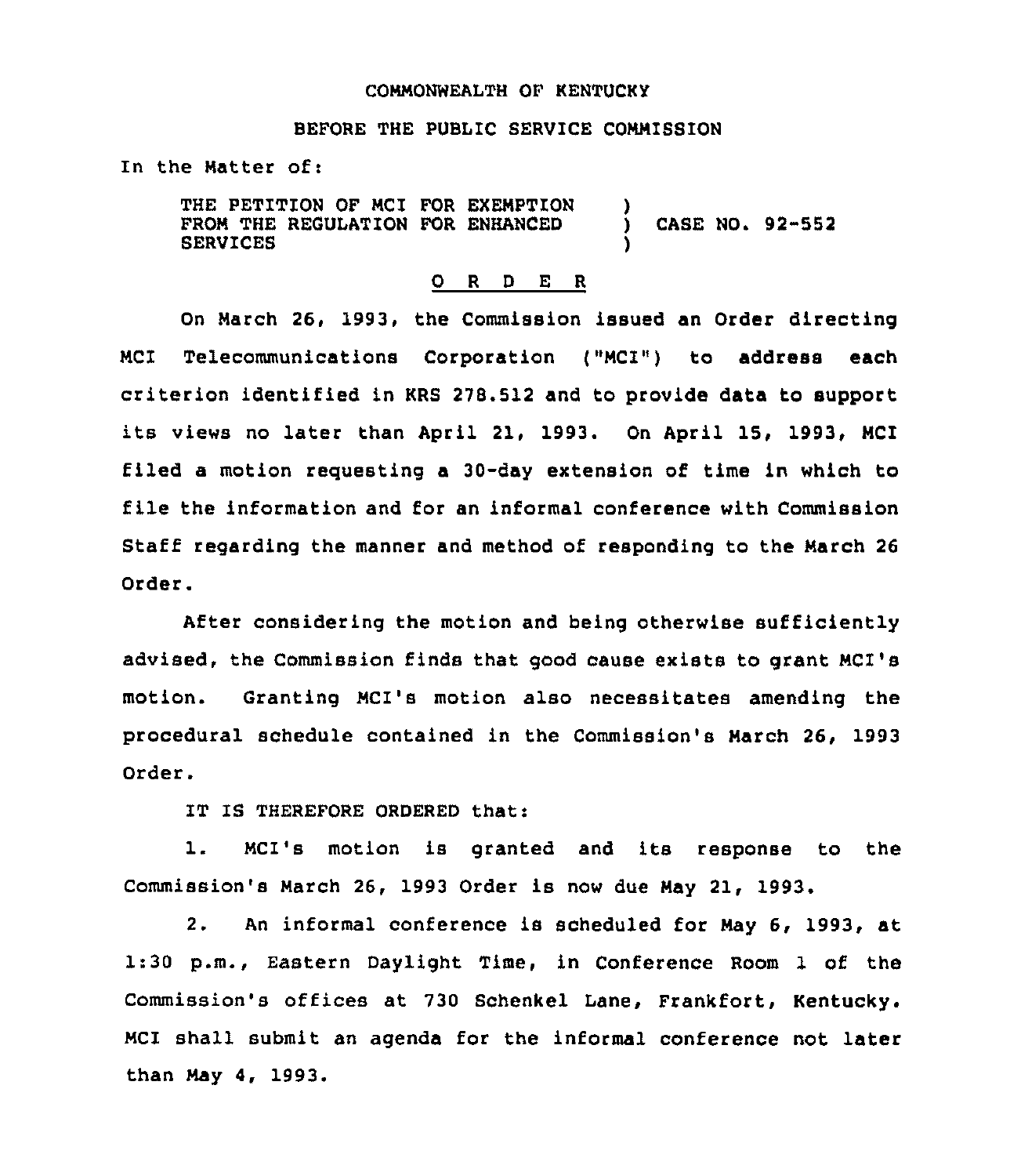COMMONWEALTH OF KENTUCKY

BEFORE THE PUBLIC SERVICE COMMISSION

In the Matter of:

THE PETITION OF MCI FOR EXEMPTION FROM THE REGULATION FOR ENHANCED SERVICES ) CASE NO. 92-552

## O R D E R

On March 26, 1993, the Commission issued an Order directing MCI Telecommunications Corporation ("MCI") to address each criterion identified in KRS 278.512 and to provide data to support its views no later than April 21, 1993. On April 15, 1993, MCI filed a motion requesting a 30-day extension of time in which to file the information and for an informal conference with Commission Staff regarding the manner and method of responding to the March 26 Order.

After considering the motion and being otherwise sufficiently advised, the Commission finds that good cause exists to grant MCI's motion. Granting MCI's motion also necessitates amending the procedural schedule contained in the Commission's March 26, 1993 Order.

IT IS THEREFORE ORDERED that:

1. MCI's motion is granted and its response to the Commission's March 26, 1993 Order is now due May 21, 1993.

2. An informal conference is scheduled for May 6, 1993, at 1:30 p.m., Eastern Daylight Time, in Conference Room 1 of the Commission's offices at 730 Schenkel Lane, Frankfort, Kentucky. MCI shall submit an agenda for the informal conference not later than May 4, 1993.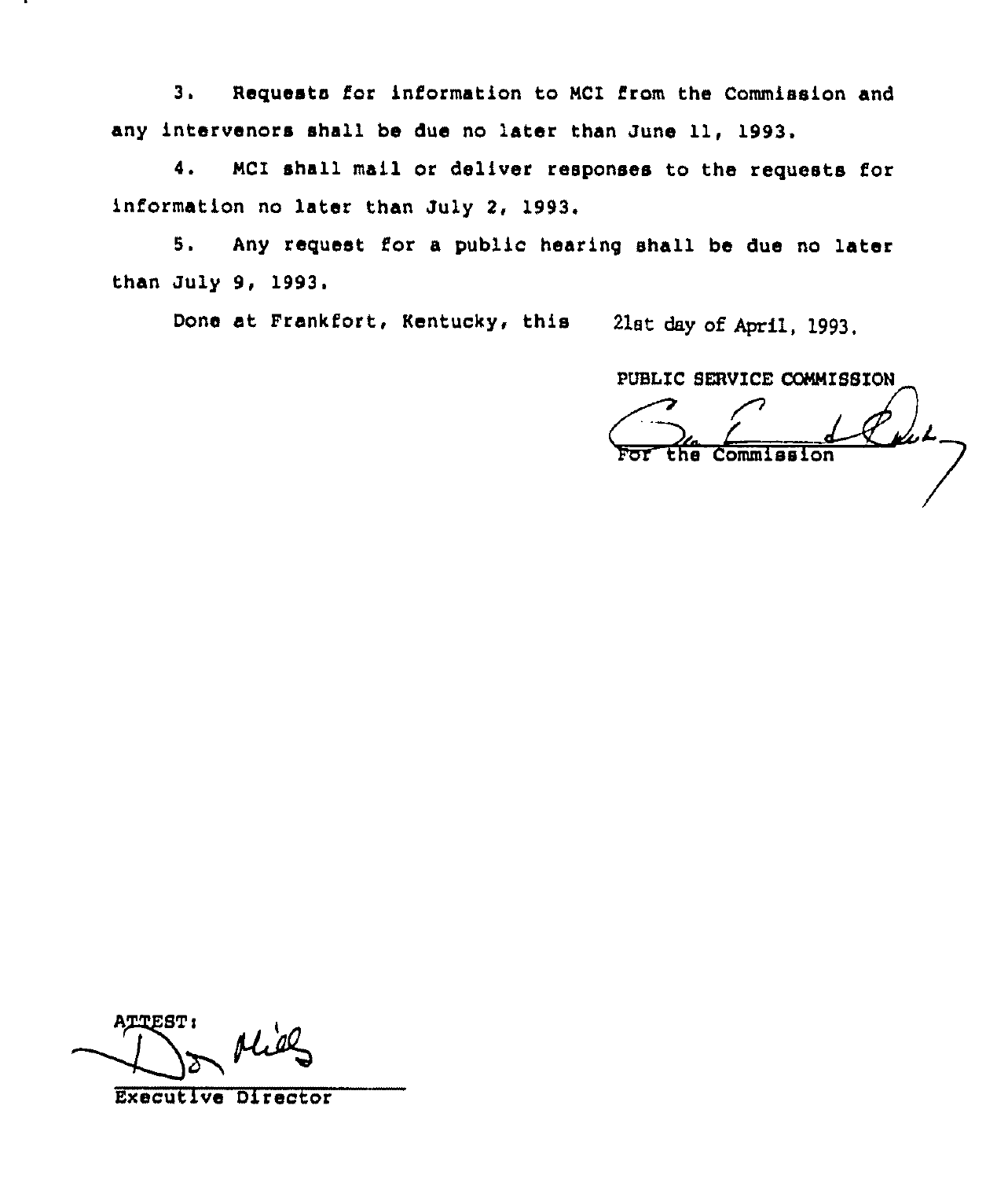3. Requests for information to MCI from the Commission and any intervenors shall be due no later than June 11, 1993.

4. MCI shall mail or deliver responses to the requests for information no later than July 2, 1993.

5. Any request for a public hearing shall be due no later than July 9, 1993.

Done at Frankfort, Kentucky, this 21st day of April, 1993.

PUBLIC SERVICE COMMISSION

For the Commission

ATTEST:

Executive Director